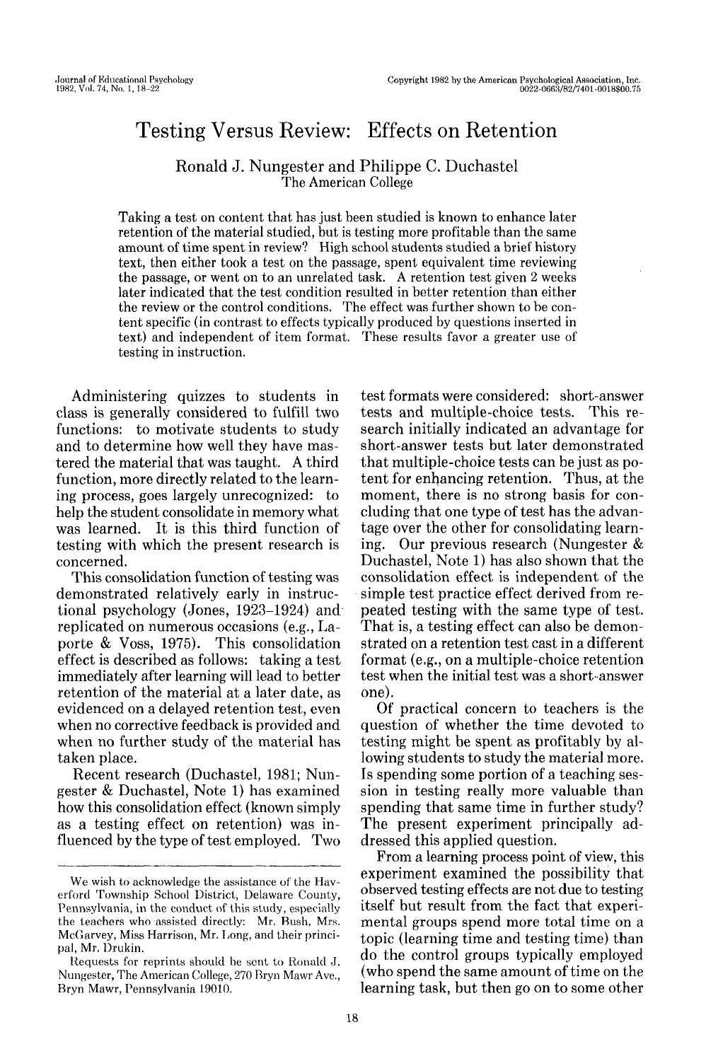# Testing Versus Review: Effects on Retention

Ronald J. Nungester and Philippe C. Duchastel
The American College

Taking a test on content that has just been studied is known to enhance later retention of the material studied, but is testing more profitable than the same amount of time spent in review? High school students studied a brief history text, then either took a test on the passage, spent equivalent time reviewing the passage, or went on to an unrelated task. A retention test given 2 weeks later indicated that the test condition resulted in better retention than either the review or the control conditions. The effect was further shown to be content specific (in contrast to effects typically produced by questions inserted in text) and independent of item format. These results favor a greater use of testing in instruction.

Administering quizzes to students in class is generally considered to fulfill two functions: to motivate students to study and to determine how well they have mastered the material that was taught. A third function, more directly related to the learning process, goes largely unrecognized: to help the student consolidate in memory what was learned. It is this third function of testing with which the present research is concerned.

This consolidation function of testing was demonstrated relatively early in instructional psychology (Jones, 1923–1924) and replicated on numerous occasions (e.g., Laporte & Voss, 1975). This consolidation effect is described as follows: taking a test immediately after learning will lead to better retention of the material at a later date, as evidenced on a delayed retention test, even when no corrective feedback is provided and when no further study of the material has taken place.

Recent research (Duchastel, 1981; Nungester & Duchastel, Note 1) has examined how this consolidation effect (known simply as a testing effect on retention) was influenced by the type of test employed. Two test formats were considered: short-answer tests and multiple-choice tests. This research initially indicated an advantage for short-answer tests but later demonstrated that multiple-choice tests can be just as potent for enhancing retention. Thus, at the moment, there is no strong basis for concluding that one type of test has the advantage over the other for consolidating learning. Our previous research (Nungester & Duchastel, Note 1) has also shown that the consolidation effect is independent of the simple test practice effect derived from repeated testing with the same type of test. That is, a testing effect can also be demonstrated on a retention test cast in a different format (e.g., on a multiple-choice retention test when the initial test was a short-answer one).

Of practical concern to teachers is the question of whether the time devoted to testing might be spent as profitably by allowing students to study the material more. Is spending some portion of a teaching session in testing really more valuable than spending that same time in further study? The present experiment principally addressed this applied question.

From a learning process point of view, this experiment examined the possibility that observed testing effects are not due to testing itself but result from the fact that experimental groups spend more total time on a topic (learning time and testing time) than do the control groups typically employed (who spend the same amount of time on the learning task, but then go on to some other

---

We wish to acknowledge the assistance of the Haverford Township School District, Delaware County, Pennsylvania, in the conduct of this study, especially the teachers who assisted directly: Mr. Bush, Mrs. McGarvey, Miss Harrison, Mr. Long, and their principal, Mr. Drukin.

Requests for reprints should be sent to Ronald J. Nungester, The American College, 270 Bryn Mawr Ave., Bryn Mawr, Pennsylvania 19010.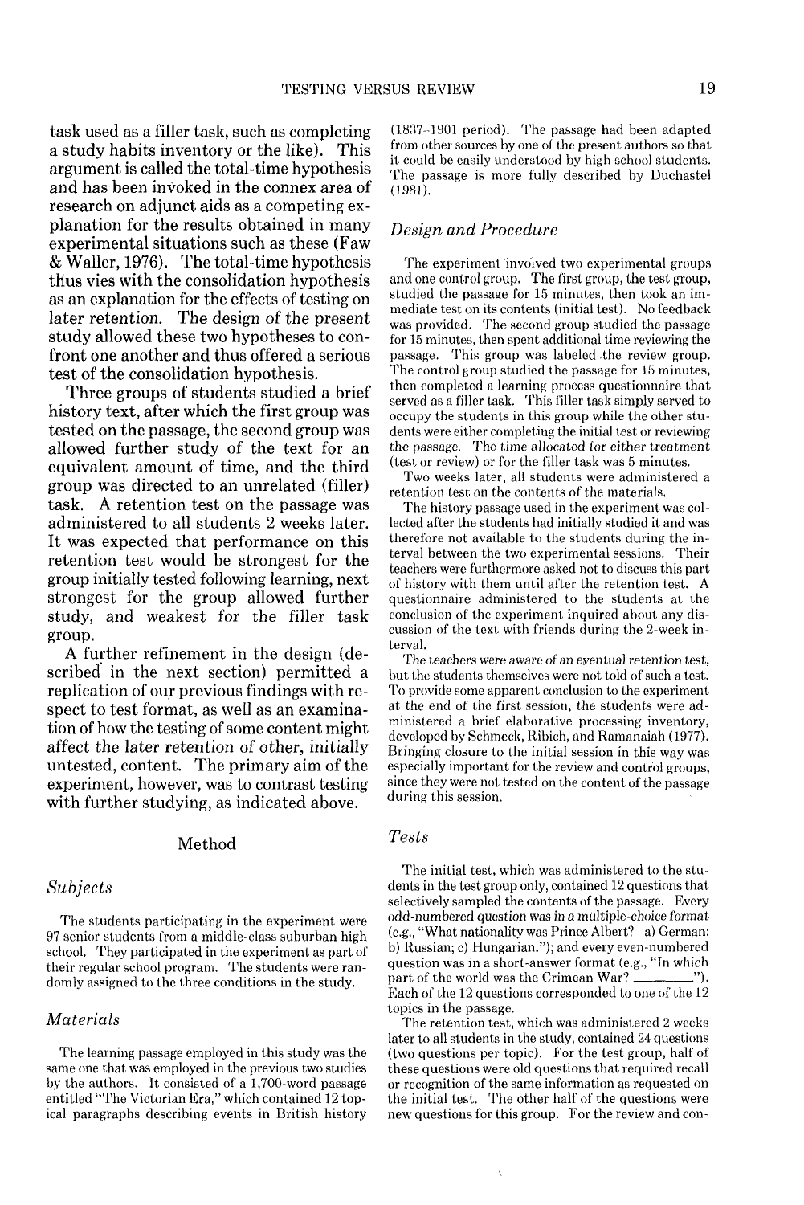task used as a filler task, such as completing a study habits inventory or the like). This argument is called the total-time hypothesis and has been invoked in the connex area of research on adjunct aids as a competing explanation for the results obtained in many experimental situations such as these (Faw & Waller, 1976). The total-time hypothesis thus vies with the consolidation hypothesis as an explanation for the effects of testing on later retention. The design of the present study allowed these two hypotheses to confront one another and thus offered a serious test of the consolidation hypothesis.

Three groups of students studied a brief history text, after which the first group was tested on the passage, the second group was allowed further study of the text for an equivalent amount of time, and the third group was directed to an unrelated (filler) task. A retention test on the passage was administered to all students 2 weeks later. It was expected that performance on this retention test would be strongest for the group initially tested following learning, next strongest for the group allowed further study, and weakest for the filler task group.

A further refinement in the design (described in the next section) permitted a replication of our previous findings with respect to test format, as well as an examination of how the testing of some content might affect the later retention of other, initially untested, content. The primary aim of the experiment, however, was to contrast testing with further studying, as indicated above.

## Method

### *Subjects*

The students participating in the experiment were 97 senior students from a middle-class suburban high school. They participated in the experiment as part of their regular school program. The students were randomly assigned to the three conditions in the study.

### *Materials*

The learning passage employed in this study was the same one that was employed in the previous two studies by the authors. It consisted of a 1,700-word passage entitled "The Victorian Era," which contained 12 topical paragraphs describing events in British history (1837–1901 period). The passage had been adapted from other sources by one of the present authors so that it could be easily understood by high school students. The passage is more fully described by Duchastel (1981).

### *Design and Procedure*

The experiment involved two experimental groups and one control group. The first group, the test group, studied the passage for 15 minutes, then took an immediate test on its contents (initial test). No feedback was provided. The second group studied the passage for 15 minutes, then spent additional time reviewing the passage. This group was labeled the review group. The control group studied the passage for 15 minutes, then completed a learning process questionnaire that served as a filler task. This filler task simply served to occupy the students in this group while the other students were either completing the initial test or reviewing the passage. The time allocated for either treatment (test or review) or for the filler task was 5 minutes.

Two weeks later, all students were administered a retention test on the contents of the materials.

The history passage used in the experiment was collected after the students had initially studied it and was therefore not available to the students during the interval between the two experimental sessions. Their teachers were furthermore asked not to discuss this part of history with them until after the retention test. A questionnaire administered to the students at the conclusion of the experiment inquired about any discussion of the text with friends during the 2-week interval.

The teachers were aware of an eventual retention test, but the students themselves were not told of such a test. To provide some apparent conclusion to the experiment at the end of the first session, the students were administered a brief elaborative processing inventory, developed by Schmeck, Ribich, and Ramanaiah (1977). Bringing closure to the initial session in this way was especially important for the review and control groups, since they were not tested on the content of the passage during this session.

### *Tests*

The initial test, which was administered to the students in the test group only, contained 12 questions that selectively sampled the contents of the passage. Every odd-numbered question was in a multiple-choice format (e.g., "What nationality was Prince Albert? a) German; b) Russian; c) Hungarian."); and every even-numbered question was in a short-answer format (e.g., "In which part of the world was the Crimean War? ______"). Each of the 12 questions corresponded to one of the 12 topics in the passage.

The retention test, which was administered 2 weeks later to all students in the study, contained 24 questions (two questions per topic). For the test group, half of these questions were old questions that required recall or recognition of the same information as requested on the initial test. The other half of the questions were new questions for this group. For the review and con-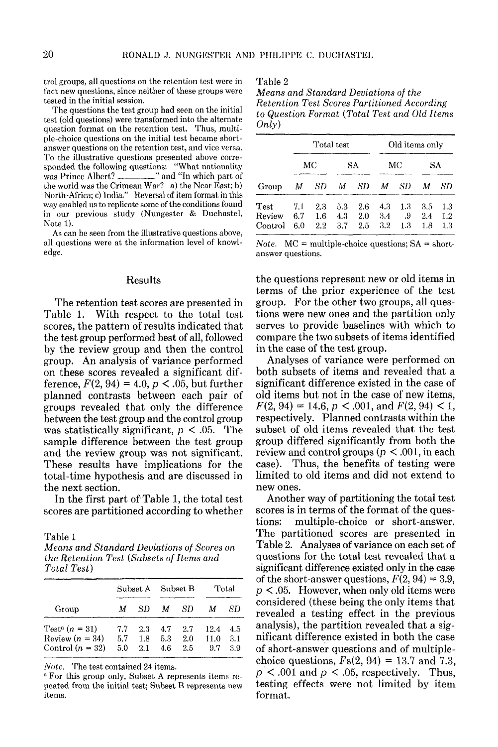trol groups, all questions on the retention test were in fact new questions, since neither of these groups were tested in the initial session.

The questions the test group had seen on the initial test (old questions) were transformed into the alternate question format on the retention test. Thus, multiple-choice questions on the initial test became short-answer questions on the retention test, and vice versa. To the illustrative questions presented above corresponded the following questions: "What nationality was Prince Albert? ________" and "In which part of the world was the Crimean War? a) the Near East; b) North-Africa; c) India." Reversal of item format in this way enabled us to replicate some of the conditions found in our previous study (Nungester & Duchastel, Note 1).

As can be seen from the illustrative questions above, all questions were at the information level of knowledge.

## Results

The retention test scores are presented in Table 1. With respect to the total test scores, the pattern of results indicated that the test group performed best of all, followed by the review group and then the control group. An analysis of variance performed on these scores revealed a significant difference, $F(2, 94) = 4.0$, $p < .05$, but further planned contrasts between each pair of groups revealed that only the difference between the test group and the control group was statistically significant, $p < .05$. The sample difference between the test group and the review group was not significant. These results have implications for the total-time hypothesis and are discussed in the next section.

In the first part of Table 1, the total test scores are partitioned according to whether the questions represent new or old items in terms of the prior experience of the test group. For the other two groups, all questions were new ones and the partition only serves to provide baselines with which to compare the two subsets of items identified in the case of the test group.

Table 1
*Means and Standard Deviations of Scores on the Retention Test (Subsets of Items and Total Test)*

| | Subset A | | Subset B | | Total | |
|---|---|---|---|---|---|---|
| Group | *M* | *SD* | *M* | *SD* | *M* | *SD* |
| Test[a] ($n = 31$) | 7.7 | 2.3 | 4.7 | 2.7 | 12.4 | 4.5 |
| Review ($n = 34$) | 5.7 | 1.8 | 5.3 | 2.0 | 11.0 | 3.1 |
| Control ($n = 32$) | 5.0 | 2.1 | 4.6 | 2.5 | 9.7 | 3.9 |

*Note.* The test contained 24 items.
[a] For this group only, Subset A represents items repeated from the initial test; Subset B represents new items.

Analyses of variance were performed on both subsets of items and revealed that a significant difference existed in the case of old items but not in the case of new items, $F(2, 94) = 14.6$, $p < .001$, and $F(2, 94) < 1$, respectively. Planned contrasts within the subset of old items revealed that the test group differed significantly from both the review and control groups ($p < .001$, in each case). Thus, the benefits of testing were limited to old items and did not extend to new ones.

Another way of partitioning the total test scores is in terms of the format of the questions: multiple-choice or short-answer. The partitioned scores are presented in Table 2. Analyses of variance on each set of questions for the total test revealed that a significant difference existed only in the case of the short-answer questions, $F(2, 94) = 3.9$, $p < .05$. However, when only old items were considered (these being the only items that revealed a testing effect in the previous analysis), the partition revealed that a significant difference existed in both the case of short-answer questions and of multiple-choice questions, $Fs(2, 94) = 13.7$ and $7.3$, $p < .001$ and $p < .05$, respectively. Thus, testing effects were not limited by item format.

Table 2
*Means and Standard Deviations of the Retention Test Scores Partitioned According to Question Format (Total Test and Old Items Only)*

| | Total test | | | | Old items only | | | |
|---|---|---|---|---|---|---|---|---|
| | MC | | SA | | MC | | SA | |
| Group | *M* | *SD* | *M* | *SD* | *M* | *SD* | *M* | *SD* |
| Test | 7.1 | 2.3 | 5.3 | 2.6 | 4.3 | 1.3 | 3.5 | 1.3 |
| Review | 6.7 | 1.6 | 4.3 | 2.0 | 3.4 | .9 | 2.4 | 1.2 |
| Control | 6.0 | 2.2 | 3.7 | 2.5 | 3.2 | 1.3 | 1.8 | 1.3 |

*Note.* MC = multiple-choice questions; SA = short-answer questions.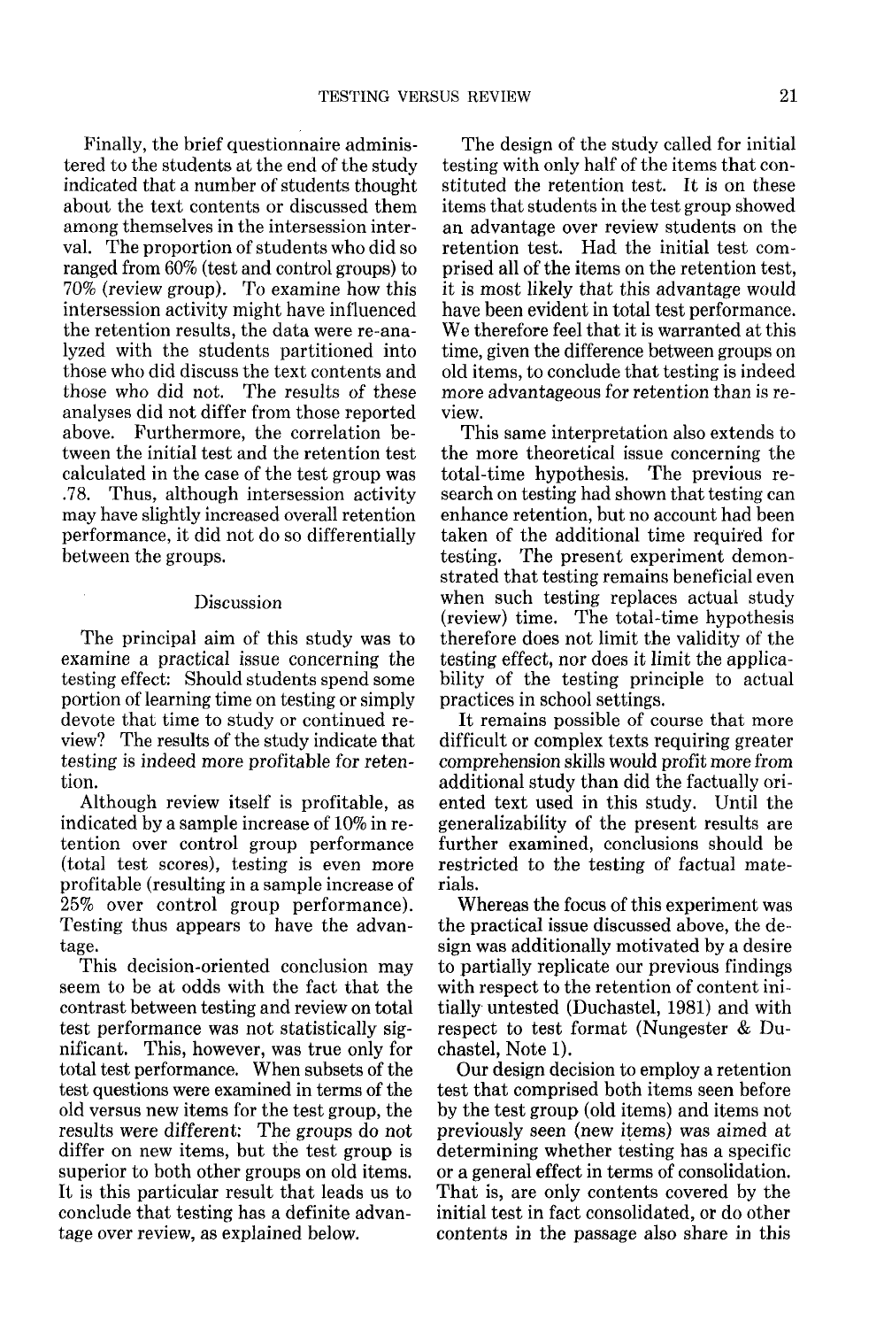Finally, the brief questionnaire administered to the students at the end of the study indicated that a number of students thought about the text contents or discussed them among themselves in the intersession interval. The proportion of students who did so ranged from 60% (test and control groups) to 70% (review group). To examine how this intersession activity might have influenced the retention results, the data were re-analyzed with the students partitioned into those who did discuss the text contents and those who did not. The results of these analyses did not differ from those reported above. Furthermore, the correlation between the initial test and the retention test calculated in the case of the test group was .78. Thus, although intersession activity may have slightly increased overall retention performance, it did not do so differentially between the groups.

## Discussion

The principal aim of this study was to examine a practical issue concerning the testing effect: Should students spend some portion of learning time on testing or simply devote that time to study or continued review? The results of the study indicate that testing is indeed more profitable for retention.

Although review itself is profitable, as indicated by a sample increase of 10% in retention over control group performance (total test scores), testing is even more profitable (resulting in a sample increase of 25% over control group performance). Testing thus appears to have the advantage.

This decision-oriented conclusion may seem to be at odds with the fact that the contrast between testing and review on total test performance was not statistically significant. This, however, was true only for total test performance. When subsets of the test questions were examined in terms of the old versus new items for the test group, the results were different: The groups do not differ on new items, but the test group is superior to both other groups on old items. It is this particular result that leads us to conclude that testing has a definite advantage over review, as explained below.

The design of the study called for initial testing with only half of the items that constituted the retention test. It is on these items that students in the test group showed an advantage over review students on the retention test. Had the initial test comprised all of the items on the retention test, it is most likely that this advantage would have been evident in total test performance. We therefore feel that it is warranted at this time, given the difference between groups on old items, to conclude that testing is indeed more advantageous for retention than is review.

This same interpretation also extends to the more theoretical issue concerning the total-time hypothesis. The previous research on testing had shown that testing can enhance retention, but no account had been taken of the additional time required for testing. The present experiment demonstrated that testing remains beneficial even when such testing replaces actual study (review) time. The total-time hypothesis therefore does not limit the validity of the testing effect, nor does it limit the applicability of the testing principle to actual practices in school settings.

It remains possible of course that more difficult or complex texts requiring greater comprehension skills would profit more from additional study than did the factually oriented text used in this study. Until the generalizability of the present results are further examined, conclusions should be restricted to the testing of factual materials.

Whereas the focus of this experiment was the practical issue discussed above, the design was additionally motivated by a desire to partially replicate our previous findings with respect to the retention of content initially untested (Duchastel, 1981) and with respect to test format (Nungester & Duchastel, Note 1).

Our design decision to employ a retention test that comprised both items seen before by the test group (old items) and items not previously seen (new items) was aimed at determining whether testing has a specific or a general effect in terms of consolidation. That is, are only contents covered by the initial test in fact consolidated, or do other contents in the passage also share in this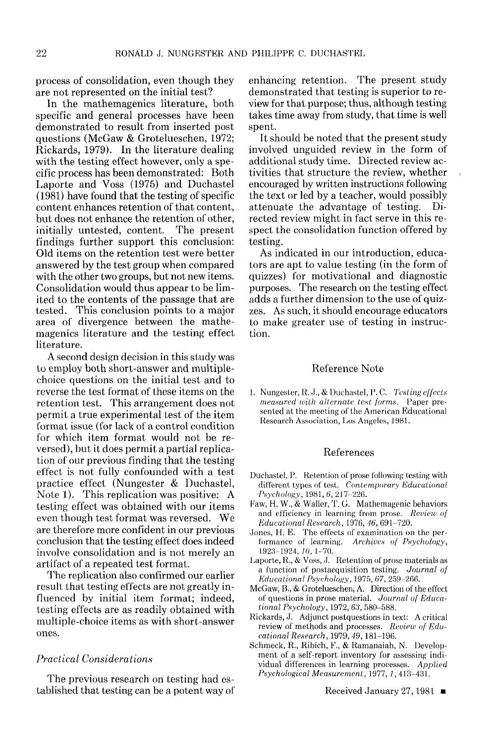process of consolidation, even though they are not represented on the initial test?

In the mathemagenics literature, both specific and general processes have been demonstrated to result from inserted post questions (McGaw & Grotelueschen, 1972; Rickards, 1979). In the literature dealing with the testing effect however, only a specific process has been demonstrated: Both Laporte and Voss (1975) and Duchastel (1981) have found that the testing of specific content enhances retention of that content, but does not enhance the retention of other, initially untested, content. The present findings further support this conclusion: Old items on the retention test were better answered by the test group when compared with the other two groups, but not new items. Consolidation would thus appear to be limited to the contents of the passage that are tested. This conclusion points to a major area of divergence between the mathemagenics literature and the testing effect literature.

A second design decision in this study was to employ both short-answer and multiple-choice questions on the initial test and to reverse the test format of these items on the retention test. This arrangement does not permit a true experimental test of the item format issue (for lack of a control condition for which item format would not be reversed), but it does permit a partial replication of our previous finding that the testing effect is not fully confounded with a test practice effect (Nungester & Duchastel, Note 1). This replication was positive: A testing effect was obtained with our items even though test format was reversed. We are therefore more confident in our previous conclusion that the testing effect does indeed involve consolidation and is not merely an artifact of a repeated test format.

The replication also confirmed our earlier result that testing effects are not greatly influenced by initial item format; indeed, testing effects are as readily obtained with multiple-choice items as with short-answer ones.

### *Practical Considerations*

The previous research on testing had established that testing can be a potent way of enhancing retention. The present study demonstrated that testing is superior to review for that purpose; thus, although testing takes time away from study, that time is well spent.

It should be noted that the present study involved unguided review in the form of additional study time. Directed review activities that structure the review, whether encouraged by written instructions following the text or led by a teacher, would possibly attenuate the advantage of testing. Directed review might in fact serve in this respect the consolidation function offered by testing.

As indicated in our introduction, educators are apt to value testing (in the form of quizzes) for motivational and diagnostic purposes. The research on the testing effect adds a further dimension to the use of quizzes. As such, it should encourage educators to make greater use of testing in instruction.

## Reference Note

1. Nungester, R. J., & Duchastel, P. C. *Testing effects measured with alternate test forms.* Paper presented at the meeting of the American Educational Research Association, Los Angeles, 1981.

## References

Duchastel, P. Retention of prose following testing with different types of test. *Contemporary Educational Psychology*, 1981, *6*, 217–226.

Faw, H. W., & Waller, T. G. Mathemagenic behaviors and efficiency in learning from prose. *Review of Educational Research*, 1976, *46*, 691–720.

Jones, H. E. The effects of examination on the performance of learning. *Archives of Psychology*, 1923–1924, *10*, 1–70.

Laporte, R., & Voss, J. Retention of prose materials as a function of postacquisition testing. *Journal of Educational Psychology*, 1975, *67*, 259–266.

McGaw, B., & Grotelueschen, A. Direction of the effect of questions in prose material. *Journal of Educational Psychology*, 1972, *63*, 580–588.

Rickards, J. Adjunct postquestions in text: A critical review of methods and processes. *Review of Educational Research*, 1979, *49*, 181–196.

Schmeck, R., Ribich, F., & Ramanaiah, N. Development of a self-report inventory for assessing individual differences in learning processes. *Applied Psychological Measurement*, 1977, *1*, 413–431.

Received January 27, 1981 ■